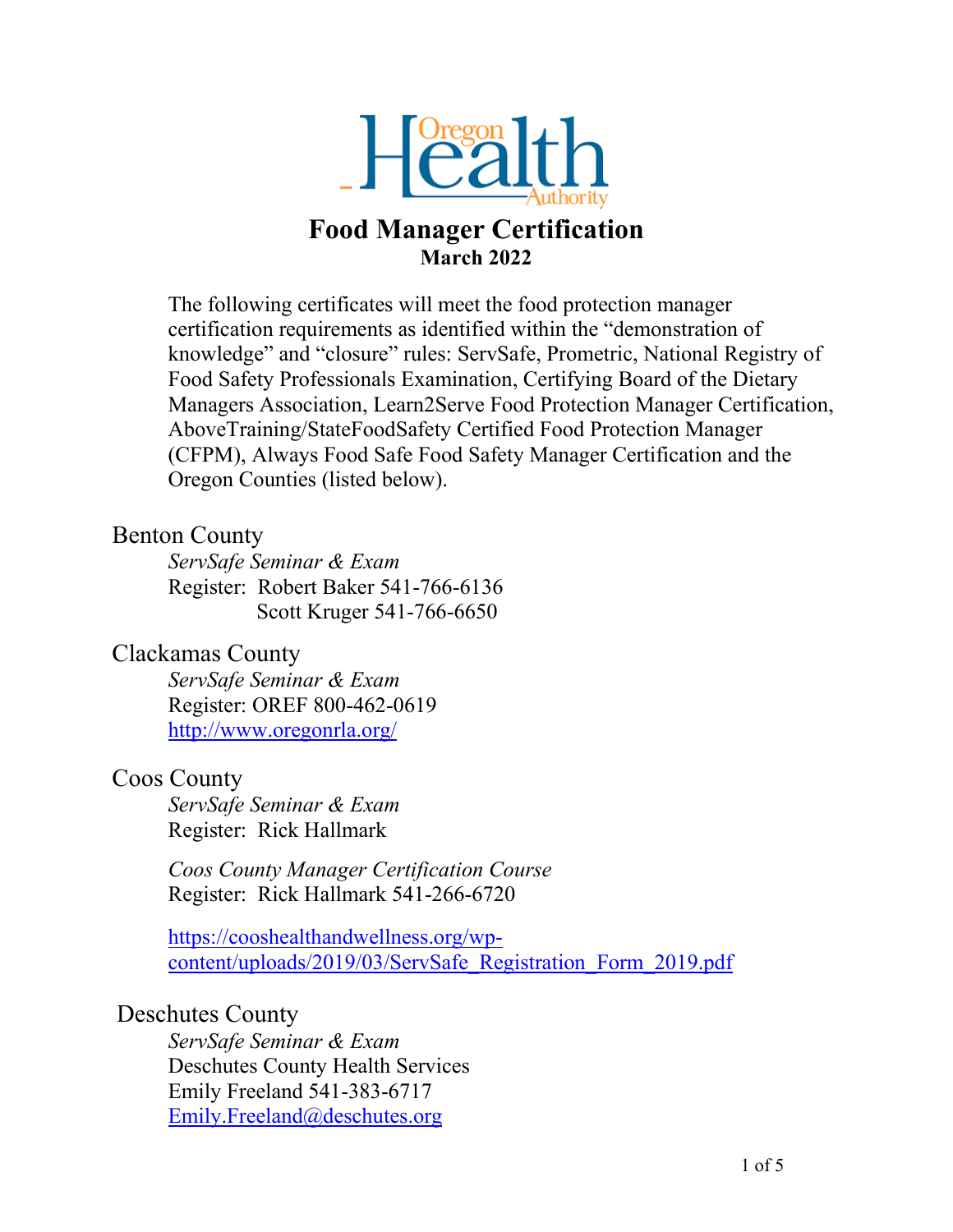# Food Manager Certification

**March 2022**

The following certificates will meet the food protection manager certification requirements as identified within the “demonstration of knowledge” and “closure” rules: ServSafe, Prometric, National Registry of Food Safety Professionals Examination, Certifying Board of the Dietary Managers Association, Learn2Serve Food Protection Manager Certification, AboveTraining/StateFoodSafety Certified Food Protection Manager (CFPM), Always Food Safe Food Safety Manager Certification and the Oregon Counties (listed below).

## Benton County

*ServSafe Seminar & Exam*
Register: Robert Baker 541-766-6136
Scott Kruger 541-766-6650

## Clackamas County

*ServSafe Seminar & Exam*
Register: OREF 800-462-0619
http://www.oregonrla.org/

## Coos County

*ServSafe Seminar & Exam*
Register: Rick Hallmark

*Coos County Manager Certification Course*
Register: Rick Hallmark 541-266-6720

https://cooshealthandwellness.org/wp-content/uploads/2019/03/ServSafe_Registration_Form_2019.pdf

## Deschutes County

*ServSafe Seminar & Exam*
Deschutes County Health Services
Emily Freeland 541-383-6717
Emily.Freeland@deschutes.org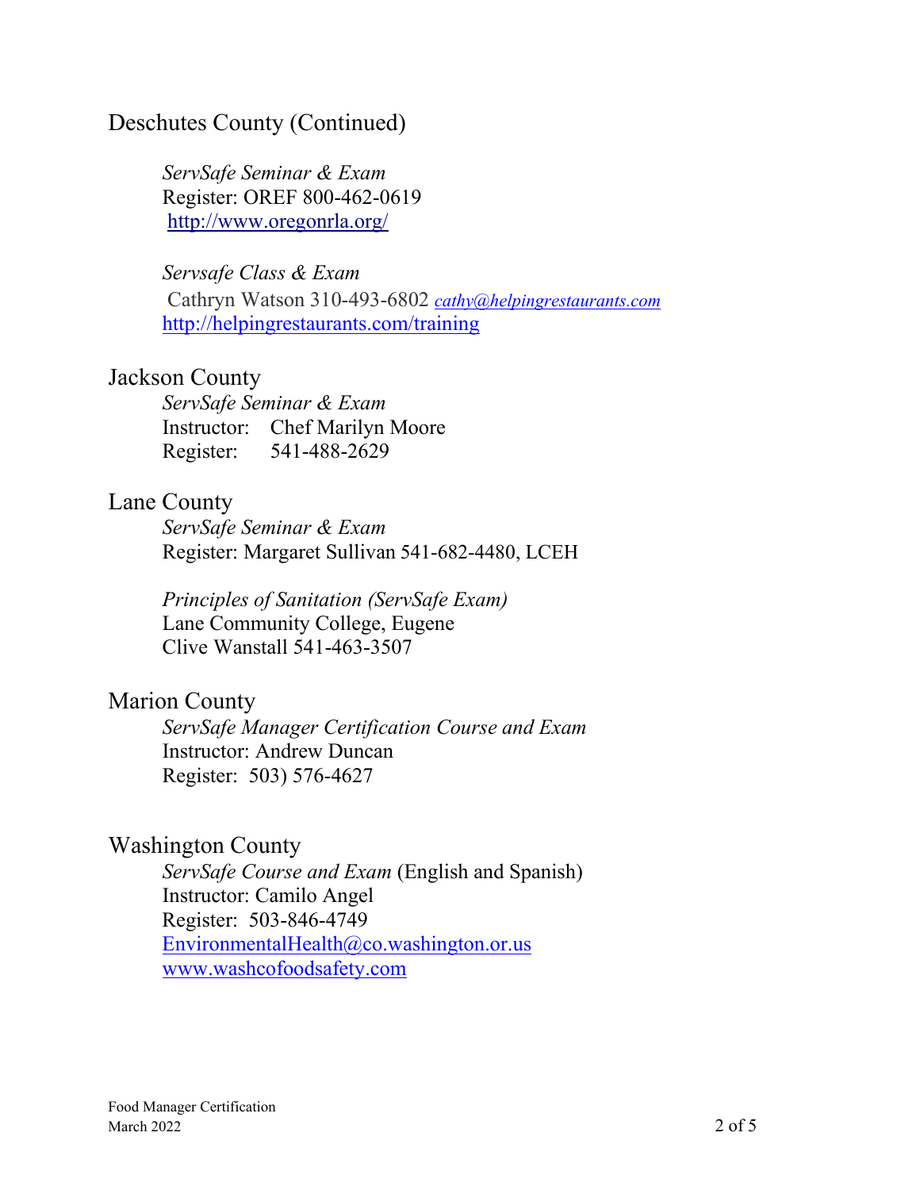## Deschutes County (Continued)

*ServSafe Seminar & Exam*
Register: OREF 800-462-0619
http://www.oregonrla.org/

*Servsafe Class & Exam*
Cathryn Watson 310-493-6802 *cathy@helpingrestaurants.com*
http://helpingrestaurants.com/training

## Jackson County

*ServSafe Seminar & Exam*
Instructor: Chef Marilyn Moore
Register: 541-488-2629

## Lane County

*ServSafe Seminar & Exam*
Register: Margaret Sullivan 541-682-4480, LCEH

*Principles of Sanitation (ServSafe Exam)*
Lane Community College, Eugene
Clive Wanstall 541-463-3507

## Marion County

*ServSafe Manager Certification Course and Exam*
Instructor: Andrew Duncan
Register: 503) 576-4627

## Washington County

*ServSafe Course and Exam* (English and Spanish)
Instructor: Camilo Angel
Register: 503-846-4749
EnvironmentalHealth@co.washington.or.us
www.washcofoodsafety.com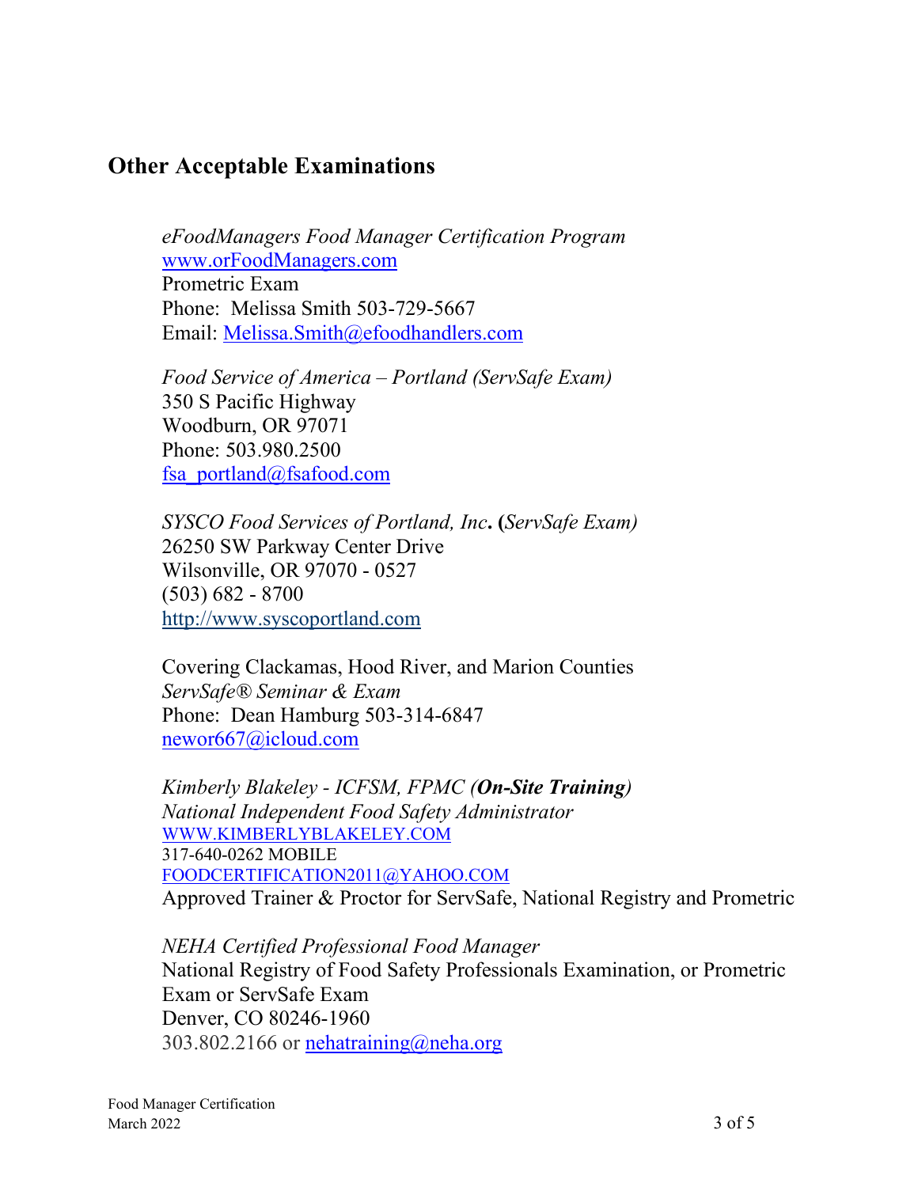## Other Acceptable Examinations

*eFoodManagers Food Manager Certification Program*
www.orFoodManagers.com
Prometric Exam
Phone: Melissa Smith 503-729-5667
Email: Melissa.Smith@efoodhandlers.com

*Food Service of America – Portland (ServSafe Exam)*
350 S Pacific Highway
Woodburn, OR 97071
Phone: 503.980.2500
fsa_portland@fsafood.com

*SYSCO Food Services of Portland, Inc.* **(***ServSafe Exam)*
26250 SW Parkway Center Drive
Wilsonville, OR 97070 - 0527
(503) 682 - 8700
http://www.syscoportland.com

Covering Clackamas, Hood River, and Marion Counties
*ServSafe® Seminar & Exam*
Phone: Dean Hamburg 503-314-6847
newor667@icloud.com

*Kimberly Blakeley - ICFSM, FPMC (**On-Site Training**)*
*National Independent Food Safety Administrator*
WWW.KIMBERLYBLAKELEY.COM
317-640-0262 MOBILE
FOODCERTIFICATION2011@YAHOO.COM
Approved Trainer & Proctor for ServSafe, National Registry and Prometric

*NEHA Certified Professional Food Manager*
National Registry of Food Safety Professionals Examination, or Prometric Exam or ServSafe Exam
Denver, CO 80246-1960
303.802.2166 or nehatraining@neha.org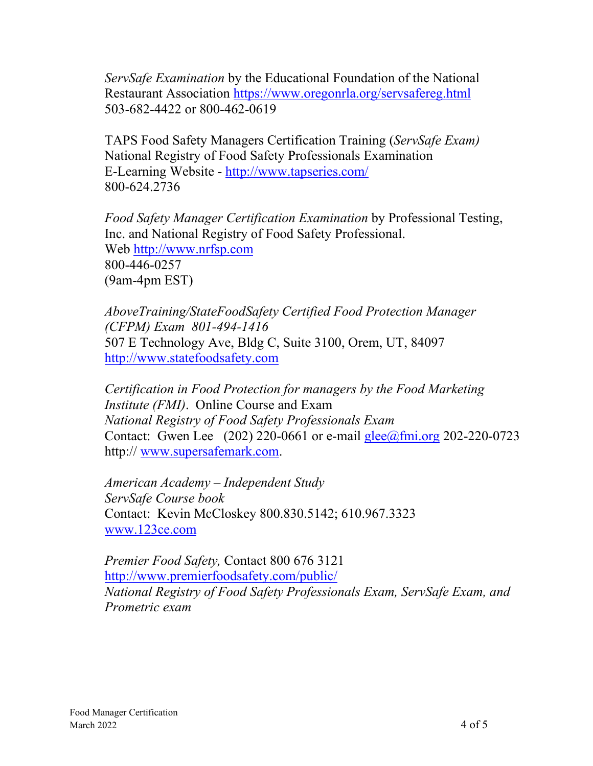*ServSafe Examination* by the Educational Foundation of the National Restaurant Association https://www.oregonrla.org/servsafereg.html
503-682-4422 or 800-462-0619

TAPS Food Safety Managers Certification Training (*ServSafe Exam)*
National Registry of Food Safety Professionals Examination
E-Learning Website - http://www.tapseries.com/
800-624.2736

*Food Safety Manager Certification Examination* by Professional Testing, Inc. and National Registry of Food Safety Professional.
Web http://www.nrfsp.com
800-446-0257
(9am-4pm EST)

*AboveTraining/StateFoodSafety Certified Food Protection Manager (CFPM) Exam 801-494-1416*
507 E Technology Ave, Bldg C, Suite 3100, Orem, UT, 84097
http://www.statefoodsafety.com

*Certification in Food Protection for managers by the Food Marketing Institute (FMI)*. Online Course and Exam
*National Registry of Food Safety Professionals Exam*
Contact: Gwen Lee (202) 220-0661 or e-mail glee@fmi.org 202-220-0723
http:// www.supersafemark.com.

*American Academy – Independent Study*
*ServSafe Course book*
Contact: Kevin McCloskey 800.830.5142; 610.967.3323
www.123ce.com

*Premier Food Safety,* Contact 800 676 3121
http://www.premierfoodsafety.com/public/
*National Registry of Food Safety Professionals Exam, ServSafe Exam, and Prometric exam*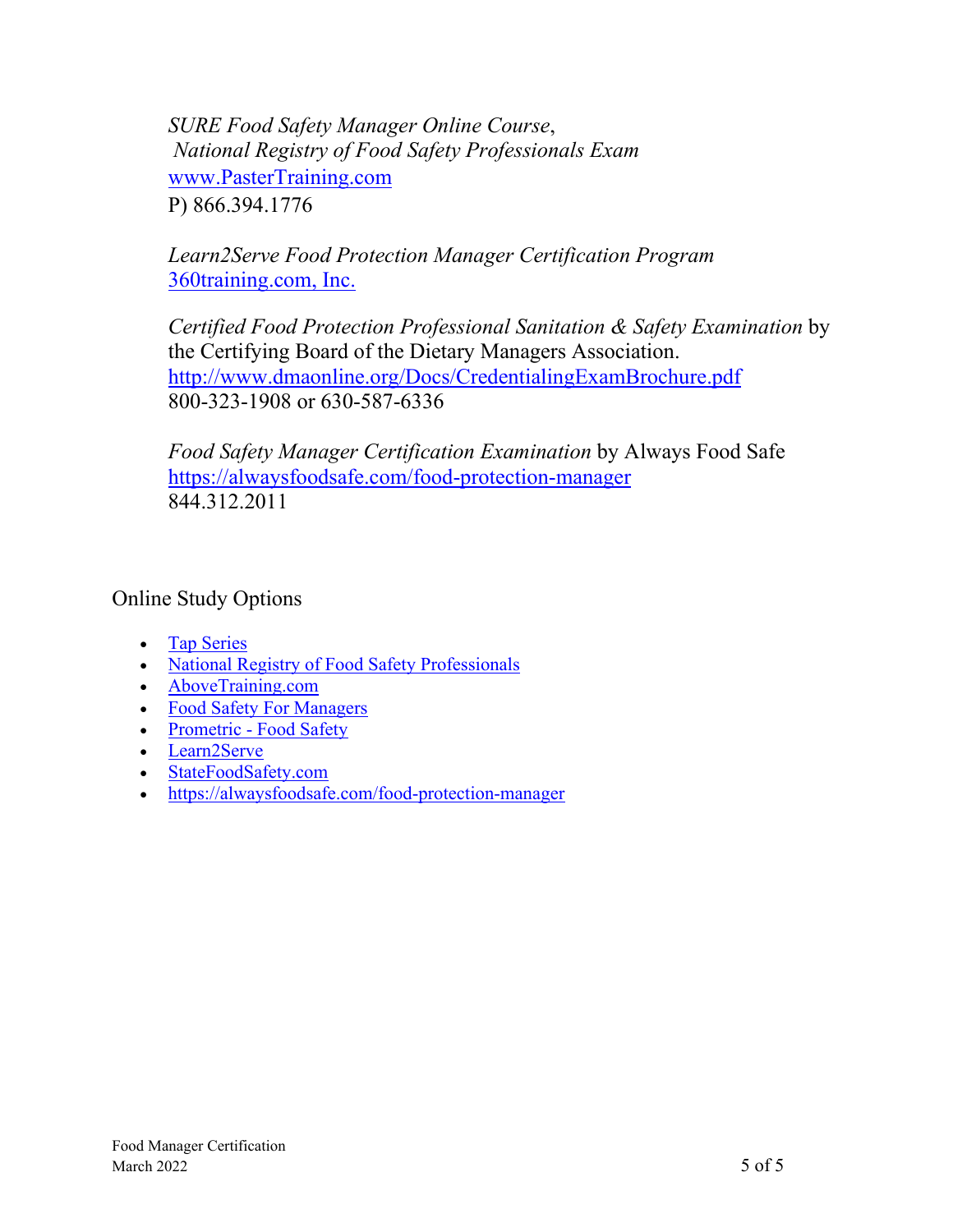*SURE Food Safety Manager Online Course*,
*National Registry of Food Safety Professionals Exam*
www.PasterTraining.com
P) 866.394.1776

*Learn2Serve Food Protection Manager Certification Program*
360training.com, Inc.

*Certified Food Protection Professional Sanitation & Safety Examination* by the Certifying Board of the Dietary Managers Association.
http://www.dmaonline.org/Docs/CredentialingExamBrochure.pdf
800-323-1908 or 630-587-6336

*Food Safety Manager Certification Examination* by Always Food Safe
https://alwaysfoodsafe.com/food-protection-manager
844.312.2011

## Online Study Options

- Tap Series
- National Registry of Food Safety Professionals
- AboveTraining.com
- Food Safety For Managers
- Prometric - Food Safety
- Learn2Serve
- StateFoodSafety.com
- https://alwaysfoodsafe.com/food-protection-manager